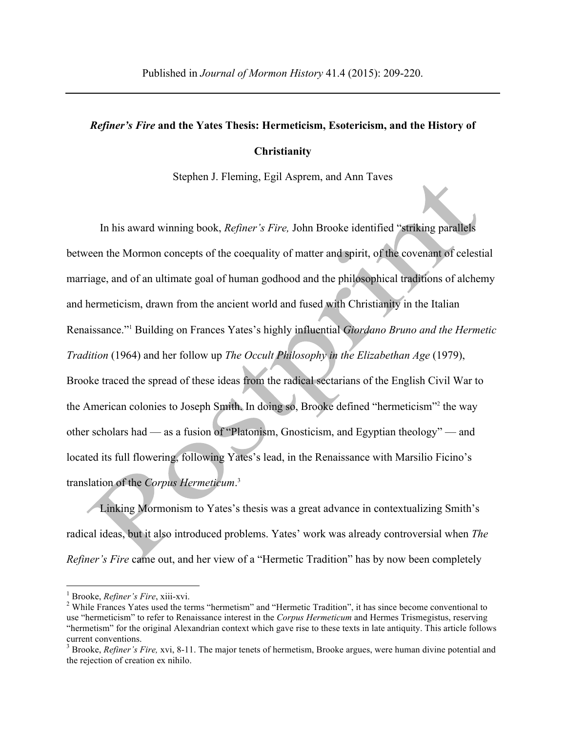Published in *Journal of Mormon History* 41.4 (2015): 209-220.

---

# *Refiner's Fire* and the Yates Thesis: Hermeticism, Esotericism, and the History of Christianity

Stephen J. Fleming, Egil Asprem, and Ann Taves

In his award winning book, *Refiner's Fire,* John Brooke identified "striking parallels between the Mormon concepts of the coequality of matter and spirit, of the covenant of celestial marriage, and of an ultimate goal of human godhood and the philosophical traditions of alchemy and hermeticism, drawn from the ancient world and fused with Christianity in the Italian Renaissance."[1] Building on Frances Yates's highly influential *Giordano Bruno and the Hermetic Tradition* (1964) and her follow up *The Occult Philosophy in the Elizabethan Age* (1979), Brooke traced the spread of these ideas from the radical sectarians of the English Civil War to the American colonies to Joseph Smith. In doing so, Brooke defined "hermeticism"[2] the way other scholars had — as a fusion of "Platonism, Gnosticism, and Egyptian theology" — and located its full flowering, following Yates's lead, in the Renaissance with Marsilio Ficino's translation of the *Corpus Hermeticum*.[3]

Linking Mormonism to Yates's thesis was a great advance in contextualizing Smith's radical ideas, but it also introduced problems. Yates' work was already controversial when *The Refiner's Fire* came out, and her view of a "Hermetic Tradition" has by now been completely

---

[1] Brooke, *Refiner's Fire*, xiii-xvi.

[2] While Frances Yates used the terms "hermetism" and "Hermetic Tradition", it has since become conventional to use "hermeticism" to refer to Renaissance interest in the *Corpus Hermeticum* and Hermes Trismegistus, reserving "hermetism" for the original Alexandrian context which gave rise to these texts in late antiquity. This article follows current conventions.

[3] Brooke, *Refiner's Fire,* xvi, 8-11. The major tenets of hermetism, Brooke argues, were human divine potential and the rejection of creation ex nihilo.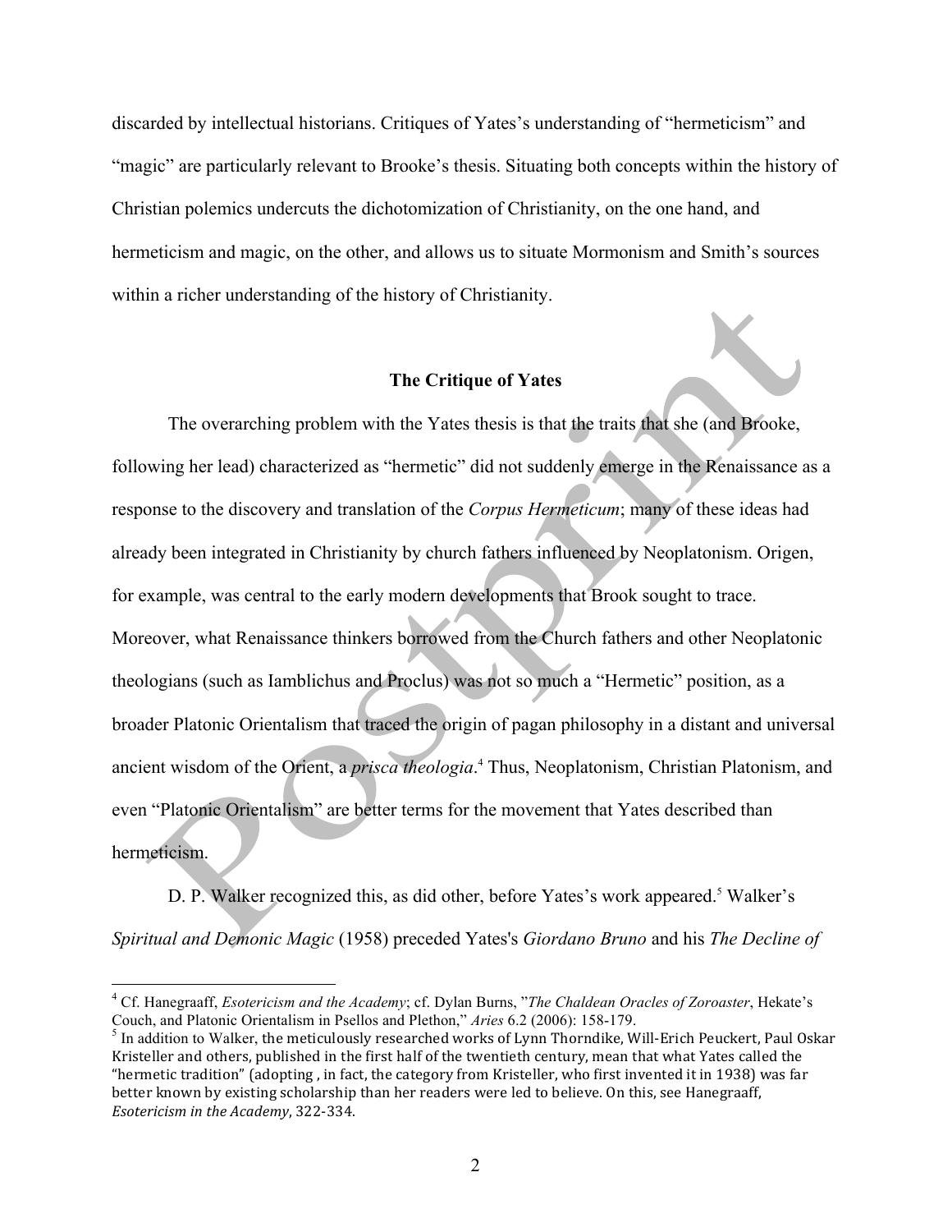discarded by intellectual historians. Critiques of Yates's understanding of "hermeticism" and "magic" are particularly relevant to Brooke's thesis. Situating both concepts within the history of Christian polemics undercuts the dichotomization of Christianity, on the one hand, and hermeticism and magic, on the other, and allows us to situate Mormonism and Smith's sources within a richer understanding of the history of Christianity.

## The Critique of Yates

The overarching problem with the Yates thesis is that the traits that she (and Brooke, following her lead) characterized as "hermetic" did not suddenly emerge in the Renaissance as a response to the discovery and translation of the *Corpus Hermeticum*; many of these ideas had already been integrated in Christianity by church fathers influenced by Neoplatonism. Origen, for example, was central to the early modern developments that Brook sought to trace. Moreover, what Renaissance thinkers borrowed from the Church fathers and other Neoplatonic theologians (such as Iamblichus and Proclus) was not so much a "Hermetic" position, as a broader Platonic Orientalism that traced the origin of pagan philosophy in a distant and universal ancient wisdom of the Orient, a *prisca theologia*.[4] Thus, Neoplatonism, Christian Platonism, and even "Platonic Orientalism" are better terms for the movement that Yates described than hermeticism.

D. P. Walker recognized this, as did other, before Yates's work appeared.[5] Walker's *Spiritual and Demonic Magic* (1958) preceded Yates's *Giordano Bruno* and his *The Decline of*

---

[4] Cf. Hanegraaff, *Esotericism and the Academy*; cf. Dylan Burns, "*The Chaldean Oracles of Zoroaster*, Hekate's Couch, and Platonic Orientalism in Psellos and Plethon," *Aries* 6.2 (2006): 158-179.

[5] In addition to Walker, the meticulously researched works of Lynn Thorndike, Will-Erich Peuckert, Paul Oskar Kristeller and others, published in the first half of the twentieth century, mean that what Yates called the "hermetic tradition" (adopting , in fact, the category from Kristeller, who first invented it in 1938) was far better known by existing scholarship than her readers were led to believe. On this, see Hanegraaff, *Esotericism in the Academy*, 322-334.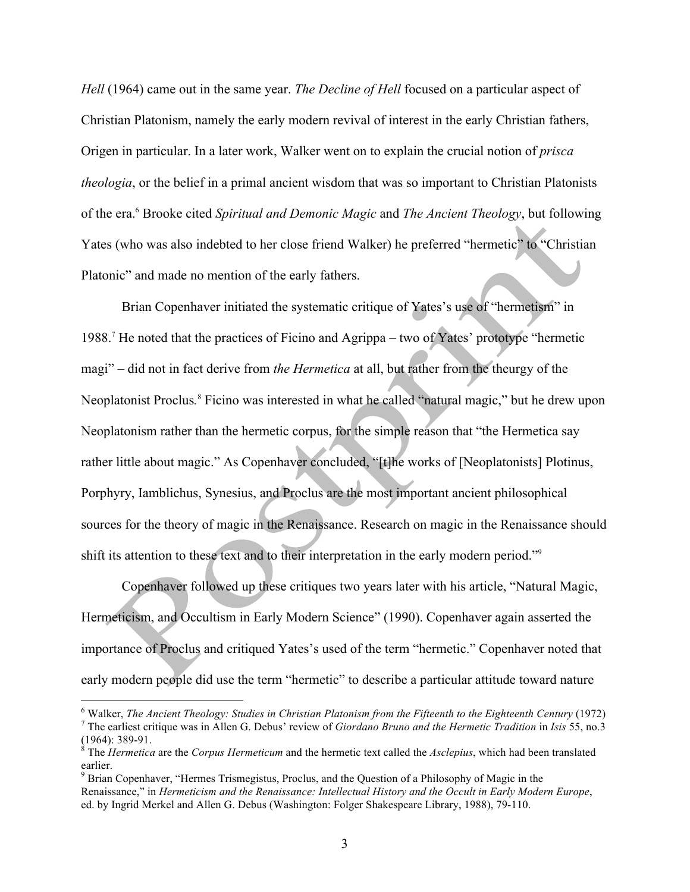*Hell* (1964) came out in the same year. *The Decline of Hell* focused on a particular aspect of Christian Platonism, namely the early modern revival of interest in the early Christian fathers, Origen in particular. In a later work, Walker went on to explain the crucial notion of *prisca theologia*, or the belief in a primal ancient wisdom that was so important to Christian Platonists of the era.[6] Brooke cited *Spiritual and Demonic Magic* and *The Ancient Theology*, but following Yates (who was also indebted to her close friend Walker) he preferred "hermetic" to "Christian Platonic" and made no mention of the early fathers.

Brian Copenhaver initiated the systematic critique of Yates's use of "hermetism" in 1988.[7] He noted that the practices of Ficino and Agrippa – two of Yates' prototype "hermetic magi" – did not in fact derive from *the Hermetica* at all, but rather from the theurgy of the Neoplatonist Proclus.[8] Ficino was interested in what he called "natural magic," but he drew upon Neoplatonism rather than the hermetic corpus, for the simple reason that "the Hermetica say rather little about magic." As Copenhaver concluded, "[t]he works of [Neoplatonists] Plotinus, Porphyry, Iamblichus, Synesius, and Proclus are the most important ancient philosophical sources for the theory of magic in the Renaissance. Research on magic in the Renaissance should shift its attention to these text and to their interpretation in the early modern period."[9]

Copenhaver followed up these critiques two years later with his article, "Natural Magic, Hermeticism, and Occultism in Early Modern Science" (1990). Copenhaver again asserted the importance of Proclus and critiqued Yates's used of the term "hermetic." Copenhaver noted that early modern people did use the term "hermetic" to describe a particular attitude toward nature

---

[6] Walker, *The Ancient Theology: Studies in Christian Platonism from the Fifteenth to the Eighteenth Century* (1972)

[7] The earliest critique was in Allen G. Debus' review of *Giordano Bruno and the Hermetic Tradition* in *Isis* 55, no.3 (1964): 389-91.

[8] The *Hermetica* are the *Corpus Hermeticum* and the hermetic text called the *Asclepius*, which had been translated earlier.

[9] Brian Copenhaver, "Hermes Trismegistus, Proclus, and the Question of a Philosophy of Magic in the Renaissance," in *Hermeticism and the Renaissance: Intellectual History and the Occult in Early Modern Europe*, ed. by Ingrid Merkel and Allen G. Debus (Washington: Folger Shakespeare Library, 1988), 79-110.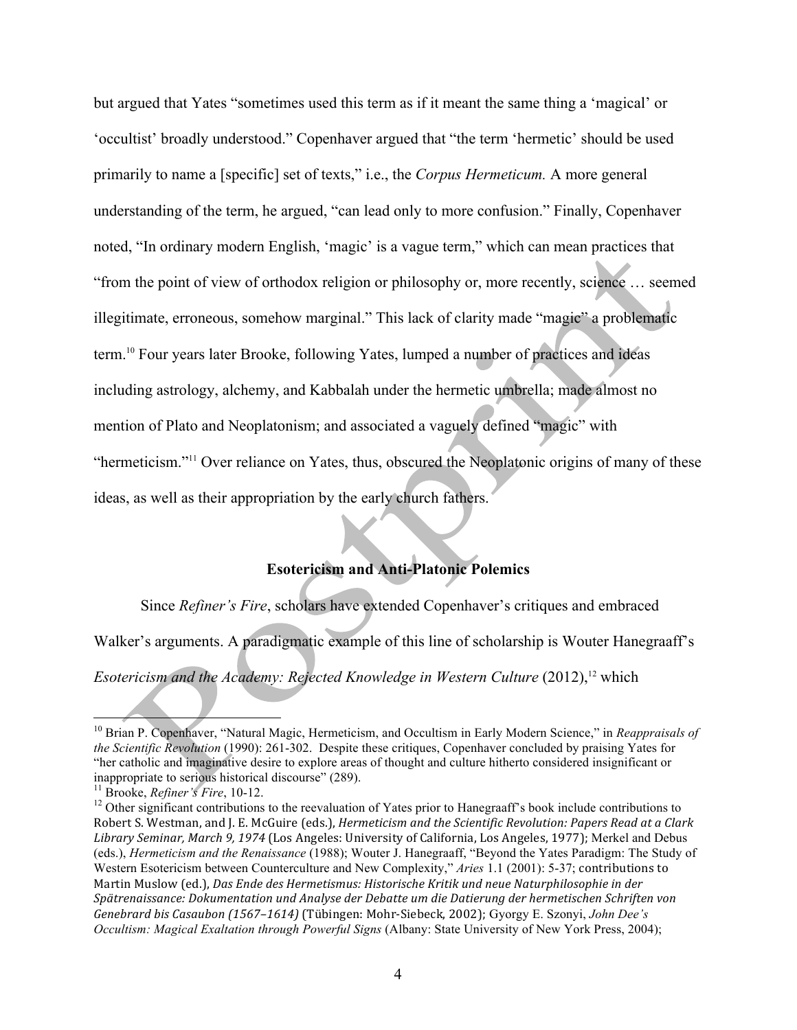but argued that Yates "sometimes used this term as if it meant the same thing a 'magical' or 'occultist' broadly understood." Copenhaver argued that "the term 'hermetic' should be used primarily to name a [specific] set of texts," i.e., the *Corpus Hermeticum.* A more general understanding of the term, he argued, "can lead only to more confusion." Finally, Copenhaver noted, "In ordinary modern English, 'magic' is a vague term," which can mean practices that "from the point of view of orthodox religion or philosophy or, more recently, science … seemed illegitimate, erroneous, somehow marginal." This lack of clarity made "magic" a problematic term.[10] Four years later Brooke, following Yates, lumped a number of practices and ideas including astrology, alchemy, and Kabbalah under the hermetic umbrella; made almost no mention of Plato and Neoplatonism; and associated a vaguely defined "magic" with "hermeticism."[11] Over reliance on Yates, thus, obscured the Neoplatonic origins of many of these ideas, as well as their appropriation by the early church fathers.

## Esotericism and Anti-Platonic Polemics

Since *Refiner's Fire*, scholars have extended Copenhaver's critiques and embraced Walker's arguments. A paradigmatic example of this line of scholarship is Wouter Hanegraaff's *Esotericism and the Academy: Rejected Knowledge in Western Culture* (2012),[12] which

---

[10] Brian P. Copenhaver, "Natural Magic, Hermeticism, and Occultism in Early Modern Science," in *Reappraisals of the Scientific Revolution* (1990): 261-302. Despite these critiques, Copenhaver concluded by praising Yates for "her catholic and imaginative desire to explore areas of thought and culture hitherto considered insignificant or inappropriate to serious historical discourse" (289).

[11] Brooke, *Refiner's Fire*, 10-12.

[12] Other significant contributions to the reevaluation of Yates prior to Hanegraaff's book include contributions to Robert S. Westman, and J. E. McGuire (eds.), *Hermeticism and the Scientific Revolution: Papers Read at a Clark Library Seminar, March 9, 1974* (Los Angeles: University of California, Los Angeles, 1977); Merkel and Debus (eds.), *Hermeticism and the Renaissance* (1988); Wouter J. Hanegraaff, "Beyond the Yates Paradigm: The Study of Western Esotericism between Counterculture and New Complexity," *Aries* 1.1 (2001): 5-37; contributions to Martin Muslow (ed.), *Das Ende des Hermetismus: Historische Kritik und neue Naturphilosophie in der Spätrenaissance: Dokumentation und Analyse der Debatte um die Datierung der hermetischen Schriften von Genebrard bis Casaubon (1567–1614)* (Tübingen: Mohr-Siebeck, 2002); Gyorgy E. Szonyi, *John Dee's Occultism: Magical Exaltation through Powerful Signs* (Albany: State University of New York Press, 2004);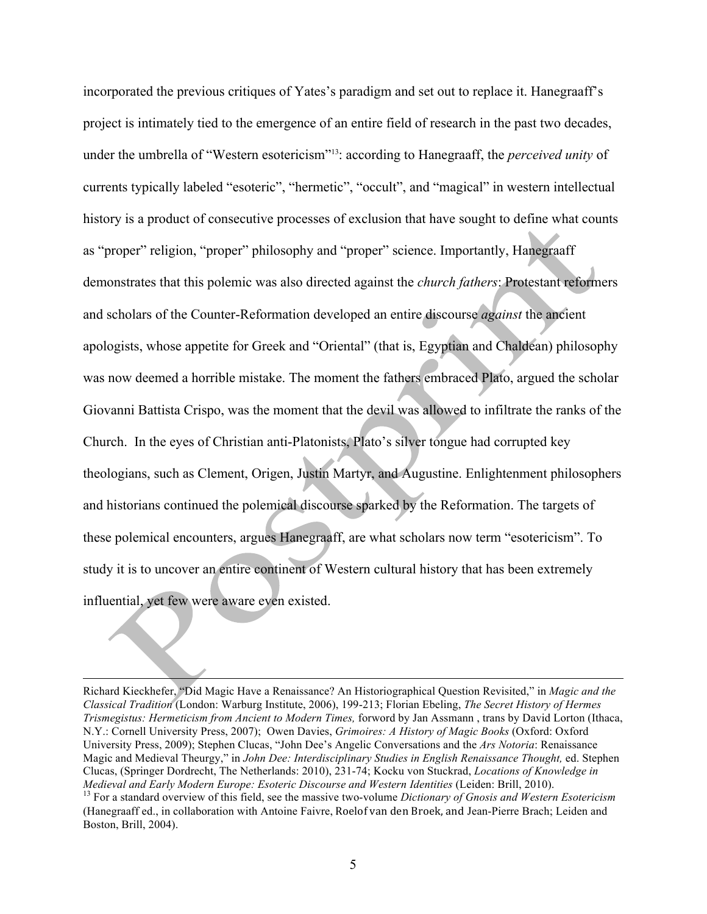incorporated the previous critiques of Yates's paradigm and set out to replace it. Hanegraaff's project is intimately tied to the emergence of an entire field of research in the past two decades, under the umbrella of "Western esotericism"[13]: according to Hanegraaff, the *perceived unity* of currents typically labeled "esoteric", "hermetic", "occult", and "magical" in western intellectual history is a product of consecutive processes of exclusion that have sought to define what counts as "proper" religion, "proper" philosophy and "proper" science. Importantly, Hanegraaff demonstrates that this polemic was also directed against the *church fathers*: Protestant reformers and scholars of the Counter-Reformation developed an entire discourse *against* the ancient apologists, whose appetite for Greek and "Oriental" (that is, Egyptian and Chaldean) philosophy was now deemed a horrible mistake. The moment the fathers embraced Plato, argued the scholar Giovanni Battista Crispo, was the moment that the devil was allowed to infiltrate the ranks of the Church. In the eyes of Christian anti-Platonists, Plato's silver tongue had corrupted key theologians, such as Clement, Origen, Justin Martyr, and Augustine. Enlightenment philosophers and historians continued the polemical discourse sparked by the Reformation. The targets of these polemical encounters, argues Hanegraaff, are what scholars now term "esotericism". To study it is to uncover an entire continent of Western cultural history that has been extremely influential, yet few were aware even existed.

---

Richard Kieckhefer, "Did Magic Have a Renaissance? An Historiographical Question Revisited," in *Magic and the Classical Tradition* (London: Warburg Institute, 2006), 199-213; Florian Ebeling, *The Secret History of Hermes Trismegistus: Hermeticism from Ancient to Modern Times,* forword by Jan Assmann , trans by David Lorton (Ithaca, N.Y.: Cornell University Press, 2007); Owen Davies, *Grimoires: A History of Magic Books* (Oxford: Oxford University Press, 2009); Stephen Clucas, "John Dee's Angelic Conversations and the *Ars Notoria*: Renaissance Magic and Medieval Theurgy," in *John Dee: Interdisciplinary Studies in English Renaissance Thought,* ed. Stephen Clucas, (Springer Dordrecht, The Netherlands: 2010), 231-74; Kocku von Stuckrad, *Locations of Knowledge in Medieval and Early Modern Europe: Esoteric Discourse and Western Identities* (Leiden: Brill, 2010).

[13] For a standard overview of this field, see the massive two-volume *Dictionary of Gnosis and Western Esotericism* (Hanegraaff ed., in collaboration with Antoine Faivre, Roelof van den Broek, and Jean-Pierre Brach; Leiden and Boston, Brill, 2004).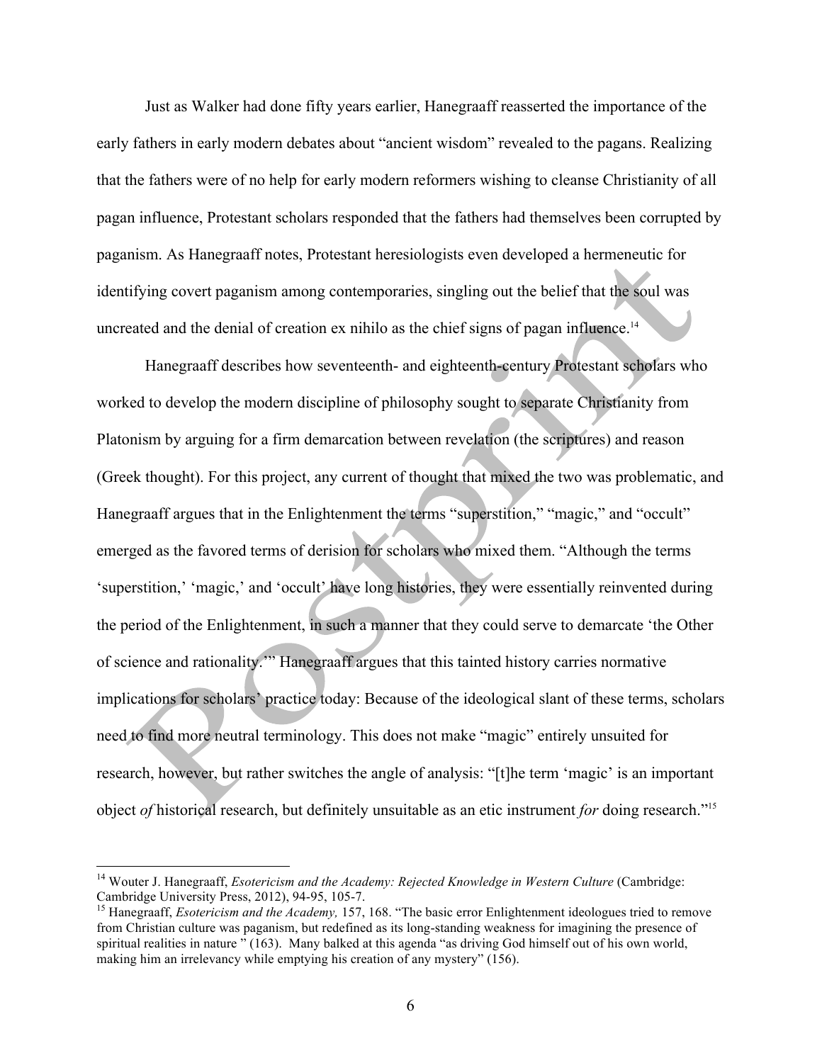Just as Walker had done fifty years earlier, Hanegraaff reasserted the importance of the early fathers in early modern debates about "ancient wisdom" revealed to the pagans. Realizing that the fathers were of no help for early modern reformers wishing to cleanse Christianity of all pagan influence, Protestant scholars responded that the fathers had themselves been corrupted by paganism. As Hanegraaff notes, Protestant heresiologists even developed a hermeneutic for identifying covert paganism among contemporaries, singling out the belief that the soul was uncreated and the denial of creation ex nihilo as the chief signs of pagan influence.[14]

Hanegraaff describes how seventeenth- and eighteenth-century Protestant scholars who worked to develop the modern discipline of philosophy sought to separate Christianity from Platonism by arguing for a firm demarcation between revelation (the scriptures) and reason (Greek thought). For this project, any current of thought that mixed the two was problematic, and Hanegraaff argues that in the Enlightenment the terms "superstition," "magic," and "occult" emerged as the favored terms of derision for scholars who mixed them. "Although the terms 'superstition,' 'magic,' and 'occult' have long histories, they were essentially reinvented during the period of the Enlightenment, in such a manner that they could serve to demarcate 'the Other of science and rationality.'" Hanegraaff argues that this tainted history carries normative implications for scholars' practice today: Because of the ideological slant of these terms, scholars need to find more neutral terminology. This does not make "magic" entirely unsuited for research, however, but rather switches the angle of analysis: "[t]he term 'magic' is an important object *of* historical research, but definitely unsuitable as an etic instrument *for* doing research."[15]

---

[14] Wouter J. Hanegraaff, *Esotericism and the Academy: Rejected Knowledge in Western Culture* (Cambridge: Cambridge University Press, 2012), 94-95, 105-7.

[15] Hanegraaff, *Esotericism and the Academy,* 157, 168. "The basic error Enlightenment ideologues tried to remove from Christian culture was paganism, but redefined as its long-standing weakness for imagining the presence of spiritual realities in nature " (163). Many balked at this agenda "as driving God himself out of his own world, making him an irrelevancy while emptying his creation of any mystery" (156).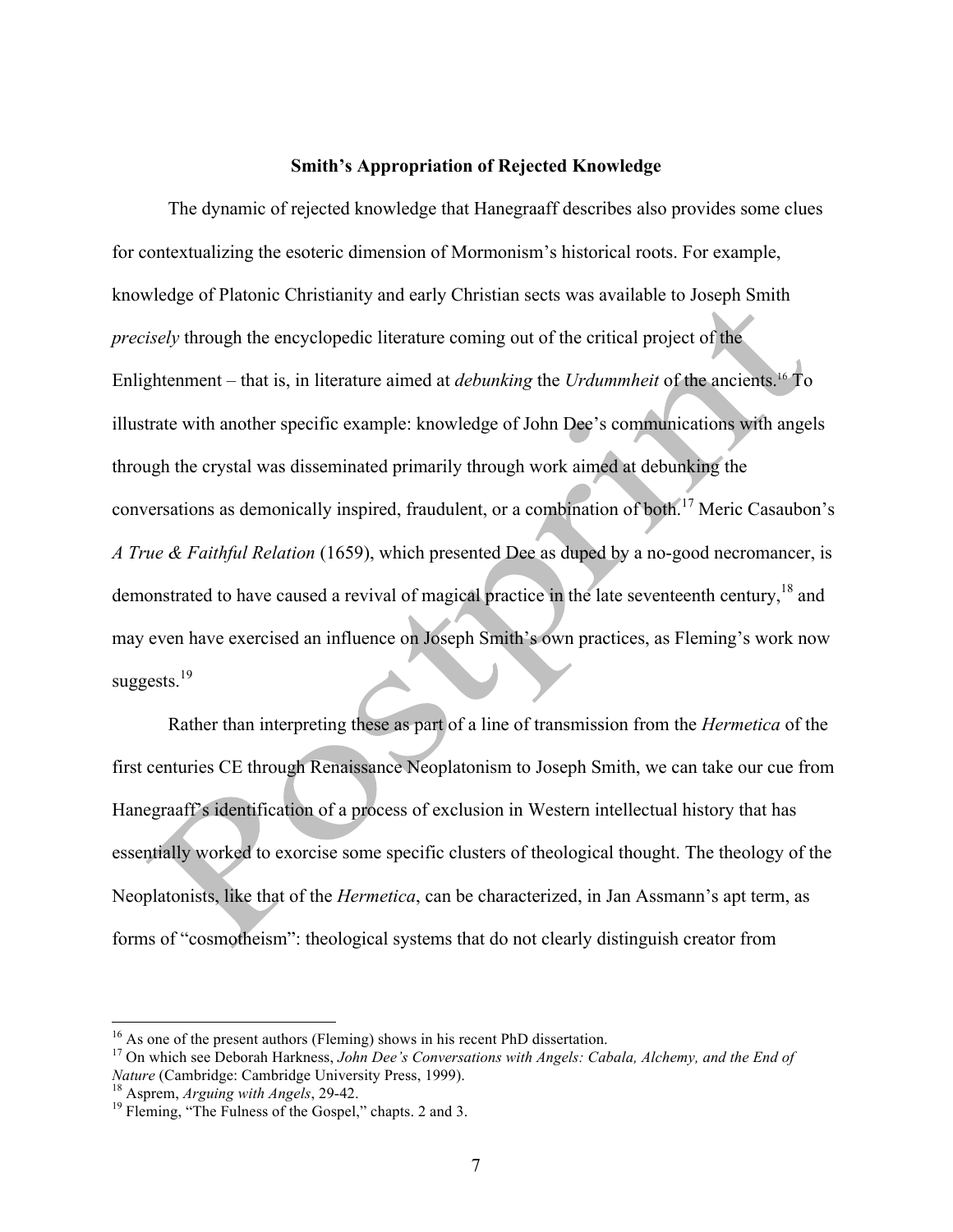## Smith's Appropriation of Rejected Knowledge

The dynamic of rejected knowledge that Hanegraaff describes also provides some clues for contextualizing the esoteric dimension of Mormonism's historical roots. For example, knowledge of Platonic Christianity and early Christian sects was available to Joseph Smith *precisely* through the encyclopedic literature coming out of the critical project of the Enlightenment – that is, in literature aimed at *debunking* the *Urdummheit* of the ancients.[16] To illustrate with another specific example: knowledge of John Dee's communications with angels through the crystal was disseminated primarily through work aimed at debunking the conversations as demonically inspired, fraudulent, or a combination of both.[17] Meric Casaubon's *A True & Faithful Relation* (1659), which presented Dee as duped by a no-good necromancer, is demonstrated to have caused a revival of magical practice in the late seventeenth century,[18] and may even have exercised an influence on Joseph Smith's own practices, as Fleming's work now suggests.[19]

Rather than interpreting these as part of a line of transmission from the *Hermetica* of the first centuries CE through Renaissance Neoplatonism to Joseph Smith, we can take our cue from Hanegraaff's identification of a process of exclusion in Western intellectual history that has essentially worked to exorcise some specific clusters of theological thought. The theology of the Neoplatonists, like that of the *Hermetica*, can be characterized, in Jan Assmann's apt term, as forms of "cosmotheism": theological systems that do not clearly distinguish creator from

---

[16] As one of the present authors (Fleming) shows in his recent PhD dissertation.

[17] On which see Deborah Harkness, *John Dee's Conversations with Angels: Cabala, Alchemy, and the End of Nature* (Cambridge: Cambridge University Press, 1999).

[18] Asprem, *Arguing with Angels*, 29-42.

[19] Fleming, "The Fulness of the Gospel," chapts. 2 and 3.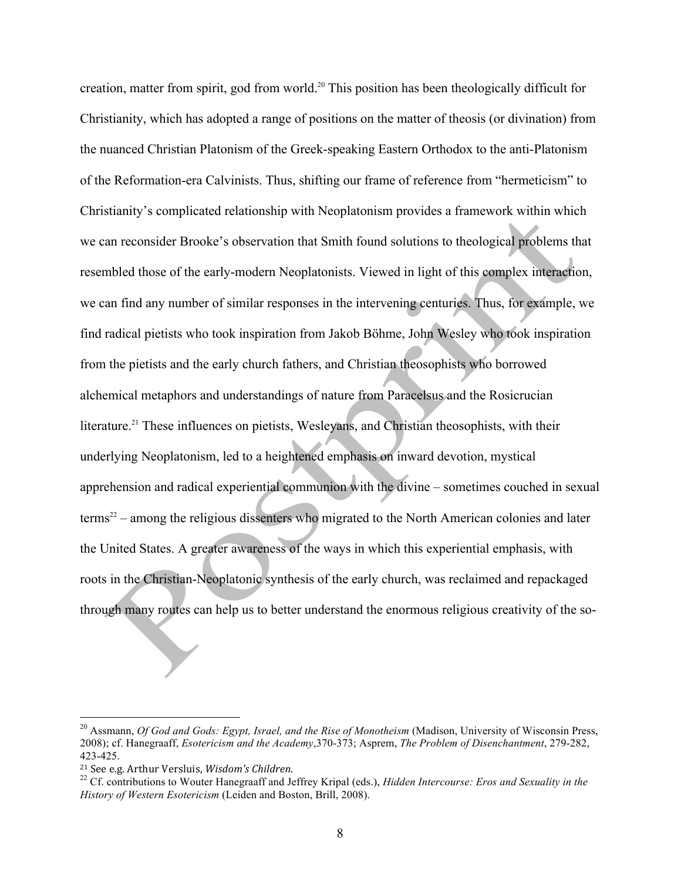creation, matter from spirit, god from world.[20] This position has been theologically difficult for Christianity, which has adopted a range of positions on the matter of theosis (or divination) from the nuanced Christian Platonism of the Greek-speaking Eastern Orthodox to the anti-Platonism of the Reformation-era Calvinists. Thus, shifting our frame of reference from "hermeticism" to Christianity's complicated relationship with Neoplatonism provides a framework within which we can reconsider Brooke's observation that Smith found solutions to theological problems that resembled those of the early-modern Neoplatonists. Viewed in light of this complex interaction, we can find any number of similar responses in the intervening centuries. Thus, for example, we find radical pietists who took inspiration from Jakob Böhme, John Wesley who took inspiration from the pietists and the early church fathers, and Christian theosophists who borrowed alchemical metaphors and understandings of nature from Paracelsus and the Rosicrucian literature.[21] These influences on pietists, Wesleyans, and Christian theosophists, with their underlying Neoplatonism, led to a heightened emphasis on inward devotion, mystical apprehension and radical experiential communion with the divine – sometimes couched in sexual terms[22] – among the religious dissenters who migrated to the North American colonies and later the United States. A greater awareness of the ways in which this experiential emphasis, with roots in the Christian-Neoplatonic synthesis of the early church, was reclaimed and repackaged through many routes can help us to better understand the enormous religious creativity of the so-

---

[20] Assmann, *Of God and Gods: Egypt, Israel, and the Rise of Monotheism* (Madison, University of Wisconsin Press, 2008); cf. Hanegraaff, *Esotericism and the Academy*,370-373; Asprem, *The Problem of Disenchantment*, 279-282, 423-425.

[21] See e.g. Arthur Versluis, *Wisdom's Children.*

[22] Cf. contributions to Wouter Hanegraaff and Jeffrey Kripal (eds.), *Hidden Intercourse: Eros and Sexuality in the History of Western Esotericism* (Leiden and Boston, Brill, 2008).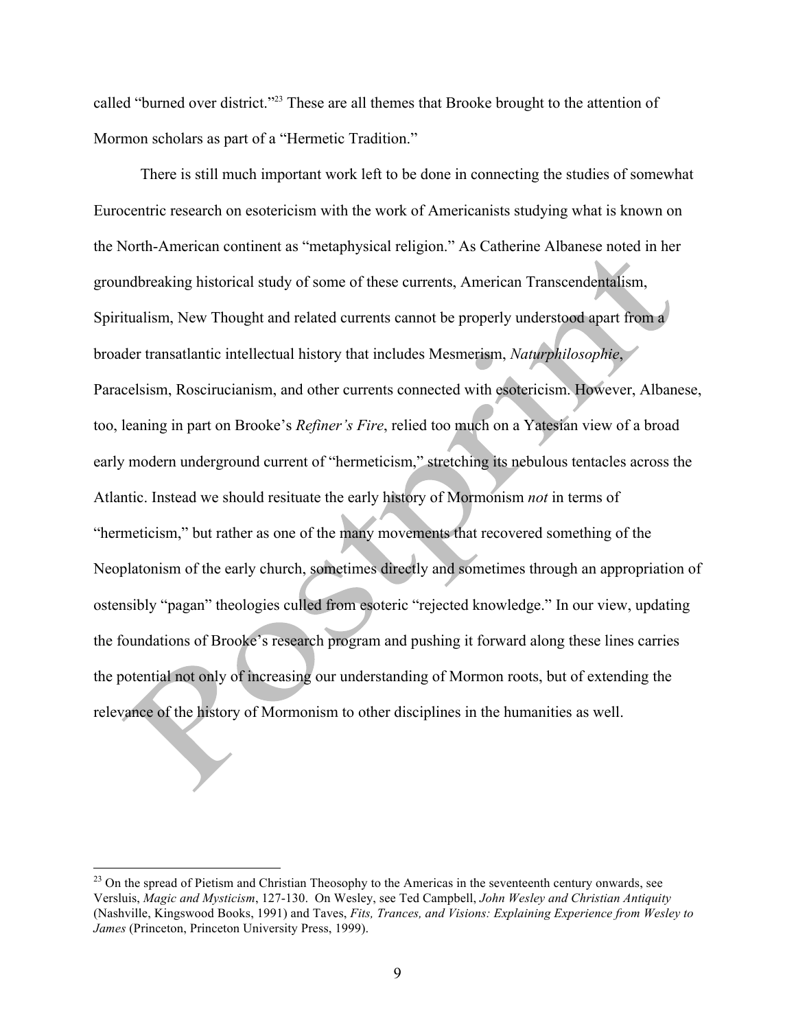called "burned over district."[23] These are all themes that Brooke brought to the attention of Mormon scholars as part of a "Hermetic Tradition."

There is still much important work left to be done in connecting the studies of somewhat Eurocentric research on esotericism with the work of Americanists studying what is known on the North-American continent as "metaphysical religion." As Catherine Albanese noted in her groundbreaking historical study of some of these currents, American Transcendentalism, Spiritualism, New Thought and related currents cannot be properly understood apart from a broader transatlantic intellectual history that includes Mesmerism, *Naturphilosophie*, Paracelsism, Roscirucianism, and other currents connected with esotericism. However, Albanese, too, leaning in part on Brooke's *Refiner's Fire*, relied too much on a Yatesian view of a broad early modern underground current of "hermeticism," stretching its nebulous tentacles across the Atlantic. Instead we should resituate the early history of Mormonism *not* in terms of "hermeticism," but rather as one of the many movements that recovered something of the Neoplatonism of the early church, sometimes directly and sometimes through an appropriation of ostensibly "pagan" theologies culled from esoteric "rejected knowledge." In our view, updating the foundations of Brooke's research program and pushing it forward along these lines carries the potential not only of increasing our understanding of Mormon roots, but of extending the relevance of the history of Mormonism to other disciplines in the humanities as well.

---

[23] On the spread of Pietism and Christian Theosophy to the Americas in the seventeenth century onwards, see Versluis, *Magic and Mysticism*, 127-130. On Wesley, see Ted Campbell, *John Wesley and Christian Antiquity* (Nashville, Kingswood Books, 1991) and Taves, *Fits, Trances, and Visions: Explaining Experience from Wesley to James* (Princeton, Princeton University Press, 1999).